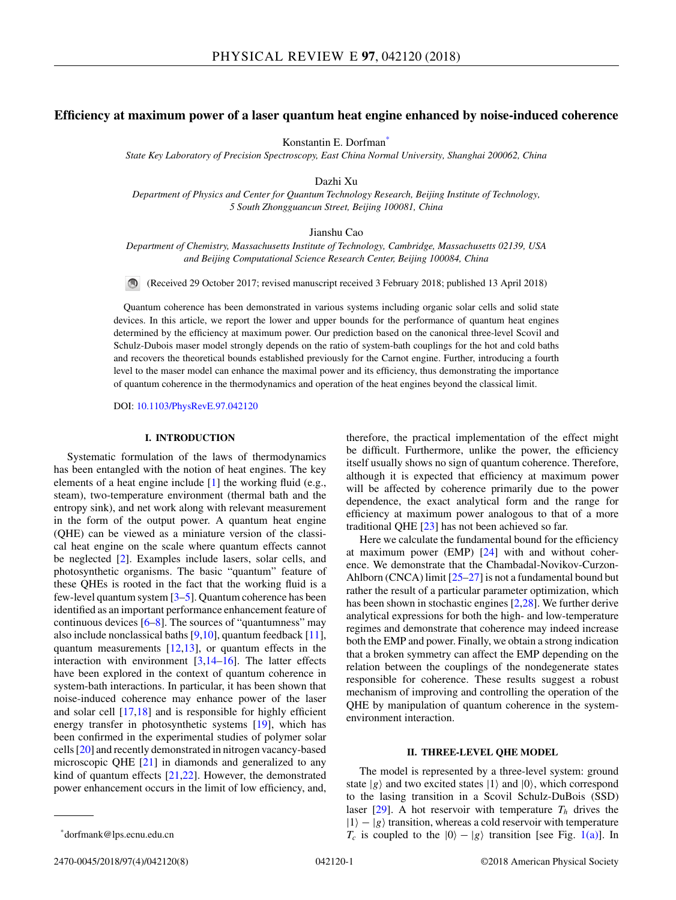# Efficiency at maximum power of a laser quantum heat engine enhanced by noise-induced coherence

Konstantin E. Dorfman*

*State Key Laboratory of Precision Spectroscopy, East China Normal University, Shanghai 200062, China*

Dazhi Xu

*Department of Physics and Center for Quantum Technology Research, Beijing Institute of Technology, 5 South Zhongguancun Street, Beijing 100081, China*

Jianshu Cao

*Department of Chemistry, Massachusetts Institute of Technology, Cambridge, Massachusetts 02139, USA and Beijing Computational Science Research Center, Beijing 100084, China*

(Received 29 October 2017; revised manuscript received 3 February 2018; published 13 April 2018)

Quantum coherence has been demonstrated in various systems including organic solar cells and solid state devices. In this article, we report the lower and upper bounds for the performance of quantum heat engines determined by the efficiency at maximum power. Our prediction based on the canonical three-level Scovil and Schulz-Dubois maser model strongly depends on the ratio of system-bath couplings for the hot and cold baths and recovers the theoretical bounds established previously for the Carnot engine. Further, introducing a fourth level to the maser model can enhance the maximal power and its efficiency, thus demonstrating the importance of quantum coherence in the thermodynamics and operation of the heat engines beyond the classical limit.

DOI: 10.1103/PhysRevE.97.042120

## I. INTRODUCTION

Systematic formulation of the laws of thermodynamics has been entangled with the notion of heat engines. The key elements of a heat engine include [1] the working fluid (e.g., steam), two-temperature environment (thermal bath and the entropy sink), and net work along with relevant measurement in the form of the output power. A quantum heat engine (QHE) can be viewed as a miniature version of the classical heat engine on the scale where quantum effects cannot be neglected [2]. Examples include lasers, solar cells, and photosynthetic organisms. The basic "quantum" feature of these QHEs is rooted in the fact that the working fluid is a few-level quantum system [3–5]. Quantum coherence has been identified as an important performance enhancement feature of continuous devices [6–8]. The sources of "quantumness" may also include nonclassical baths [9,10], quantum feedback [11], quantum measurements [12,13], or quantum effects in the interaction with environment [3,14–16]. The latter effects have been explored in the context of quantum coherence in system-bath interactions. In particular, it has been shown that noise-induced coherence may enhance power of the laser and solar cell [17,18] and is responsible for highly efficient energy transfer in photosynthetic systems [19], which has been confirmed in the experimental studies of polymer solar cells [20] and recently demonstrated in nitrogen vacancy-based microscopic QHE [21] in diamonds and generalized to any kind of quantum effects [21,22]. However, the demonstrated power enhancement occurs in the limit of low efficiency, and, therefore, the practical implementation of the effect might be difficult. Furthermore, unlike the power, the efficiency itself usually shows no sign of quantum coherence. Therefore, although it is expected that efficiency at maximum power will be affected by coherence primarily due to the power dependence, the exact analytical form and the range for efficiency at maximum power analogous to that of a more traditional QHE [23] has not been achieved so far.

Here we calculate the fundamental bound for the efficiency at maximum power (EMP) [24] with and without coherence. We demonstrate that the Chambadal-Novikov-Curzon-Ahlborn (CNCA) limit [25–27] is not a fundamental bound but rather the result of a particular parameter optimization, which has been shown in stochastic engines [2,28]. We further derive analytical expressions for both the high- and low-temperature regimes and demonstrate that coherence may indeed increase both the EMP and power. Finally, we obtain a strong indication that a broken symmetry can affect the EMP depending on the relation between the couplings of the nondegenerate states responsible for coherence. These results suggest a robust mechanism of improving and controlling the operation of the QHE by manipulation of quantum coherence in the system-environment interaction.

## II. THREE-LEVEL QHE MODEL

The model is represented by a three-level system: ground state $|g\rangle$ and two excited states $|1\rangle$ and $|0\rangle$, which correspond to the lasing transition in a Scovil Schulz-DuBois (SSD) laser [29]. A hot reservoir with temperature $T_h$ drives the $|1\rangle - |g\rangle$ transition, whereas a cold reservoir with temperature $T_c$ is coupled to the $|0\rangle - |g\rangle$ transition [see Fig. 1(a)]. In

*dorfmank@lps.ecnu.edu.cn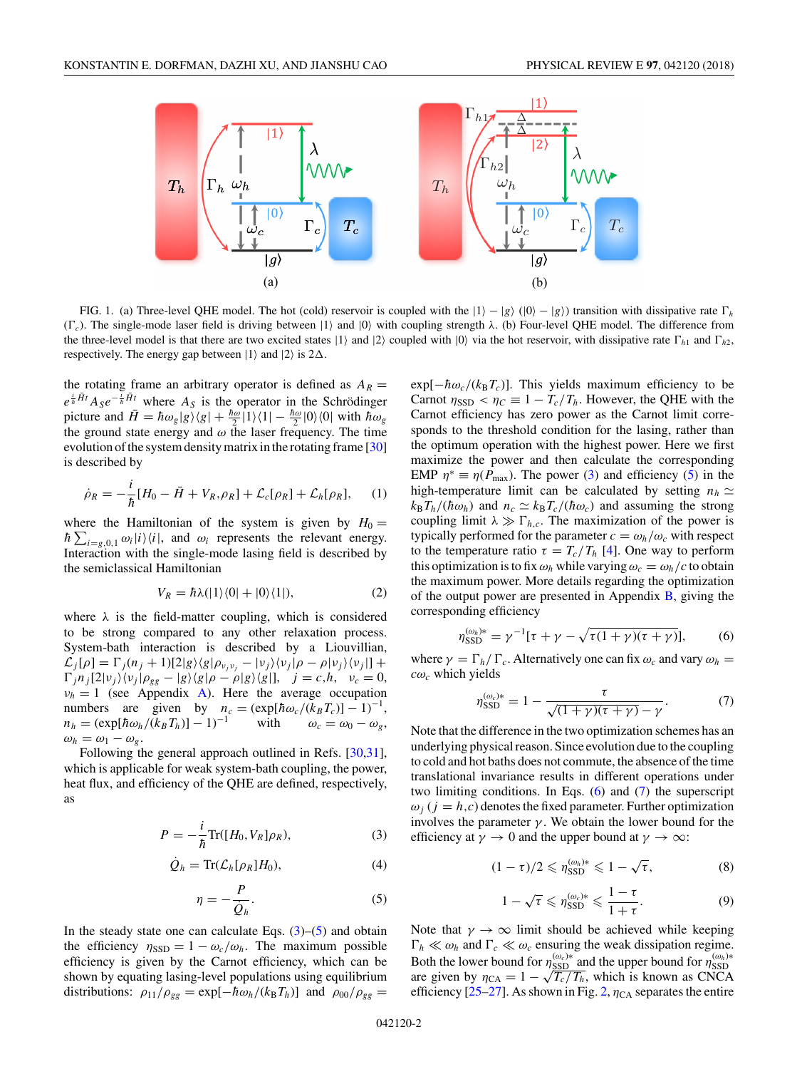FIG. 1. (a) Three-level QHE model. The hot (cold) reservoir is coupled with the $|1\rangle - |g\rangle$ ($|0\rangle - |g\rangle$) transition with dissipative rate $\Gamma_h$ ($\Gamma_c$). The single-mode laser field is driving between $|1\rangle$ and $|0\rangle$ with coupling strength $\lambda$. (b) Four-level QHE model. The difference from the three-level model is that there are two excited states $|1\rangle$ and $|2\rangle$ coupled with $|0\rangle$ via the hot reservoir, with dissipative rate $\Gamma_{h1}$ and $\Gamma_{h2}$, respectively. The energy gap between $|1\rangle$ and $|2\rangle$ is $2\Delta$.

the rotating frame an arbitrary operator is defined as $A_R = e^{\frac{i}{\hbar}\bar{H}t} A_S e^{-\frac{i}{\hbar}\bar{H}t}$ where $A_S$ is the operator in the Schrödinger picture and $\bar{H} = \hbar\omega_g|g\rangle\langle g| + \frac{\hbar\omega}{2}|1\rangle\langle 1| - \frac{\hbar\omega}{2}|0\rangle\langle 0|$ with $\hbar\omega_g$ the ground state energy and $\omega$ the laser frequency. The time evolution of the system density matrix in the rotating frame [30] is described by

$$\dot{\rho}_R = -\frac{i}{\hbar}[H_0 - \bar{H} + V_R, \rho_R] + \mathcal{L}_c[\rho_R] + \mathcal{L}_h[\rho_R], \quad (1)$$

where the Hamiltonian of the system is given by $H_0 = \hbar\sum_{i=g,0,1}\omega_i|i\rangle\langle i|$, and $\omega_i$ represents the relevant energy. Interaction with the single-mode lasing field is described by the semiclassical Hamiltonian

$$V_R = \hbar\lambda(|1\rangle\langle 0| + |0\rangle\langle 1|), \quad (2)$$

where $\lambda$ is the field-matter coupling, which is considered to be strong compared to any other relaxation process. System-bath interaction is described by a Liouvillian, $\mathcal{L}_j[\rho] = \Gamma_j(n_j+1)[2|g\rangle\langle g|\rho_{\nu_j\nu_j} - |\nu_j\rangle\langle\nu_j|\rho - \rho|\nu_j\rangle\langle\nu_j|] + \Gamma_j n_j[2|\nu_j\rangle\langle\nu_j|\rho_{gg} - |g\rangle\langle g|\rho - \rho|g\rangle\langle g|]$, $j = c,h$, $\nu_c = 0$, $\nu_h = 1$ (see Appendix A). Here the average occupation numbers are given by $n_c = (\exp[\hbar\omega_c/(k_B T_c)] - 1)^{-1}$, $n_h = (\exp[\hbar\omega_h/(k_B T_h)] - 1)^{-1}$ with $\omega_c = \omega_0 - \omega_g$, $\omega_h = \omega_1 - \omega_g$.

Following the general approach outlined in Refs. [30,31], which is applicable for weak system-bath coupling, the power, heat flux, and efficiency of the QHE are defined, respectively, as

$$P = -\frac{i}{\hbar}\text{Tr}([H_0, V_R]\rho_R), \quad (3)$$

$$\dot{Q}_h = \text{Tr}(\mathcal{L}_h[\rho_R]H_0), \quad (4)$$

$$\eta = -\frac{P}{\dot{Q}_h}. \quad (5)$$

In the steady state one can calculate Eqs. (3)–(5) and obtain the efficiency $\eta_{\text{SSD}} = 1 - \omega_c/\omega_h$. The maximum possible efficiency is given by the Carnot efficiency, which can be shown by equating lasing-level populations using equilibrium distributions: $\rho_{11}/\rho_{gg} = \exp[-\hbar\omega_h/(k_B T_h)]$ and $\rho_{00}/\rho_{gg} = \exp[-\hbar\omega_c/(k_B T_c)]$. This yields maximum efficiency to be Carnot $\eta_{\text{SSD}} < \eta_C \equiv 1 - T_c/T_h$. However, the QHE with the Carnot efficiency has zero power as the Carnot limit corresponds to the threshold condition for the lasing, rather than the optimum operation with the highest power. Here we first maximize the power and then calculate the corresponding EMP $\eta^* \equiv \eta(P_{\text{max}})$. The power (3) and efficiency (5) in the high-temperature limit can be calculated by setting $n_h \simeq k_B T_h/(\hbar\omega_h)$ and $n_c \simeq k_B T_c/(\hbar\omega_c)$ and assuming the strong coupling limit $\lambda \gg \Gamma_{h,c}$. The maximization of the power is typically performed for the parameter $c = \omega_h/\omega_c$ with respect to the temperature ratio $\tau = T_c/T_h$ [4]. One way to perform this optimization is to fix $\omega_h$ while varying $\omega_c = \omega_h/c$ to obtain the maximum power. More details regarding the optimization of the output power are presented in Appendix B, giving the corresponding efficiency

$$\eta_{\text{SSD}}^{(\omega_h)*} = \gamma^{-1}[\tau + \gamma - \sqrt{\tau(1+\gamma)(\tau+\gamma)}], \quad (6)$$

where $\gamma = \Gamma_h/\Gamma_c$. Alternatively one can fix $\omega_c$ and vary $\omega_h = c\omega_c$ which yields

$$\eta_{\text{SSD}}^{(\omega_c)*} = 1 - \frac{\tau}{\sqrt{(1+\gamma)(\tau+\gamma)} - \gamma}. \quad (7)$$

Note that the difference in the two optimization schemes has an underlying physical reason. Since evolution due to the coupling to cold and hot baths does not commute, the absence of the time translational invariance results in different operations under two limiting conditions. In Eqs. (6) and (7) the superscript $\omega_j$ ($j = h,c$) denotes the fixed parameter. Further optimization involves the parameter $\gamma$. We obtain the lower bound for the efficiency at $\gamma \to 0$ and the upper bound at $\gamma \to \infty$:

$$(1-\tau)/2 \leqslant \eta_{\text{SSD}}^{(\omega_h)*} \leqslant 1 - \sqrt{\tau}, \quad (8)$$

$$1 - \sqrt{\tau} \leqslant \eta_{\text{SSD}}^{(\omega_c)*} \leqslant \frac{1-\tau}{1+\tau}. \quad (9)$$

Note that $\gamma \to \infty$ limit should be achieved while keeping $\Gamma_h \ll \omega_h$ and $\Gamma_c \ll \omega_c$ ensuring the weak dissipation regime. Both the lower bound for $\eta_{\text{SSD}}^{(\omega_c)*}$ and the upper bound for $\eta_{\text{SSD}}^{(\omega_h)*}$ are given by $\eta_{\text{CA}} = 1 - \sqrt{T_c/T_h}$, which is known as CNCA efficiency [25–27]. As shown in Fig. 2, $\eta_{\text{CA}}$ separates the entire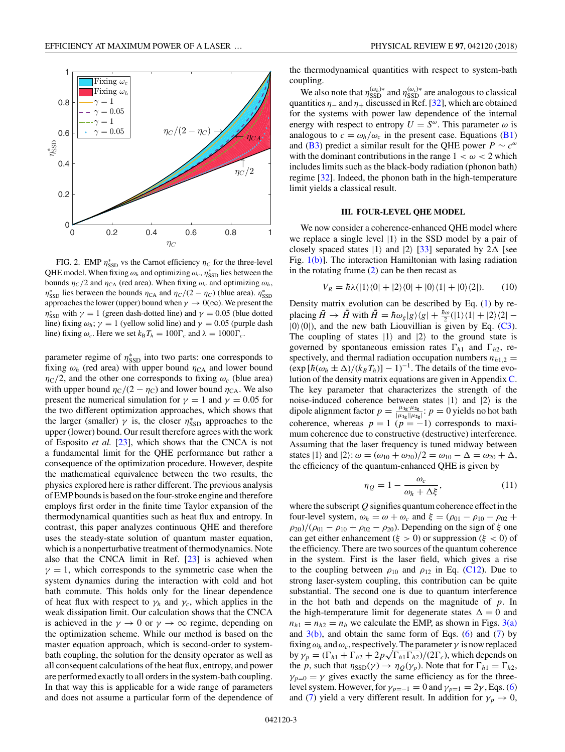FIG. 2. EMP $\eta^*_{\rm SSD}$ vs the Carnot efficiency $\eta_C$ for the three-level QHE model. When fixing $\omega_h$ and optimizing $\omega_c$, $\eta^*_{\rm SSD}$ lies between the bounds $\eta_C/2$ and $\eta_{\rm CA}$ (red area). When fixing $\omega_c$ and optimizing $\omega_h$, $\eta^*_{\rm SSD}$ lies between the bounds $\eta_{\rm CA}$ and $\eta_C/(2-\eta_C)$ (blue area). $\eta^*_{\rm SSD}$ approaches the lower (upper) bound when $\gamma \to 0(\infty)$. We present the $\eta^*_{\rm SSD}$ with $\gamma = 1$ (green dash-dotted line) and $\gamma = 0.05$ (blue dotted line) fixing $\omega_h$; $\gamma = 1$ (yellow solid line) and $\gamma = 0.05$ (purple dash line) fixing $\omega_c$. Here we set $k_B T_h = 100\Gamma_c$ and $\lambda = 1000\Gamma_c$.

parameter regime of $\eta^*_{\rm SSD}$ into two parts: one corresponds to fixing $\omega_h$ (red area) with upper bound $\eta_{\rm CA}$ and lower bound $\eta_C/2$, and the other one corresponds to fixing $\omega_c$ (blue area) with upper bound $\eta_C/(2-\eta_C)$ and lower bound $\eta_{\rm CA}$. We also present the numerical simulation for $\gamma = 1$ and $\gamma = 0.05$ for the two different optimization approaches, which shows that the larger (smaller) $\gamma$ is, the closer $\eta^*_{\rm SSD}$ approaches to the upper (lower) bound. Our result therefore agrees with the work of Esposito *et al.* [23], which shows that the CNCA is not a fundamental limit for the QHE performance but rather a consequence of the optimization procedure. However, despite the mathematical equivalence between the two results, the physics explored here is rather different. The previous analysis of EMP bounds is based on the four-stroke engine and therefore employs first order in the finite time Taylor expansion of the thermodynamical quantities such as heat flux and entropy. In contrast, this paper analyzes continuous QHE and therefore uses the steady-state solution of quantum master equation, which is a nonperturbative treatment of thermodynamics. Note also that the CNCA limit in Ref. [23] is achieved when $\gamma = 1$, which corresponds to the symmetric case when the system dynamics during the interaction with cold and hot bath commute. This holds only for the linear dependence of heat flux with respect to $\gamma_h$ and $\gamma_c$, which applies in the weak dissipation limit. Our calculation shows that the CNCA is achieved in the $\gamma \to 0$ or $\gamma \to \infty$ regime, depending on the optimization scheme. While our method is based on the master equation approach, which is second-order to system-bath coupling, the solution for the density operator as well as all consequent calculations of the heat flux, entropy, and power are performed exactly to all orders in the system-bath coupling. In that way this is applicable for a wide range of parameters and does not assume a particular form of the dependence of the thermodynamical quantities with respect to system-bath coupling.

We also note that $\eta^{(\omega_h)*}_{\rm SSD}$ and $\eta^{(\omega_c)*}_{\rm SSD}$ are analogous to classical quantities $\eta_-$ and $\eta_+$ discussed in Ref. [32], which are obtained for the systems with power law dependence of the internal energy with respect to entropy $U = S^\omega$. This parameter $\omega$ is analogous to $c = \omega_h/\omega_c$ in the present case. Equations (B1) and (B3) predict a similar result for the QHE power $P \sim c^\omega$ with the dominant contributions in the range $1 < \omega < 2$ which includes limits such as the black-body radiation (phonon bath) regime [32]. Indeed, the phonon bath in the high-temperature limit yields a classical result.

### III. FOUR-LEVEL QHE MODEL

We now consider a coherence-enhanced QHE model where we replace a single level $|1\rangle$ in the SSD model by a pair of closely spaced states $|1\rangle$ and $|2\rangle$ [33] separated by $2\Delta$ [see Fig. 1(b)]. The interaction Hamiltonian with lasing radiation in the rotating frame (2) can be then recast as

$$V_R = \hbar\lambda(|1\rangle\langle 0| + |2\rangle\langle 0| + |0\rangle\langle 1| + |0\rangle\langle 2|). \tag{10}$$

Density matrix evolution can be described by Eq. (1) by replacing $\bar{H} \to \bar{\bar{H}}$ with $\bar{\bar{H}} = \hbar\omega_g|g\rangle\langle g| + \frac{\hbar\omega}{2}(|1\rangle\langle 1| + |2\rangle\langle 2| - |0\rangle\langle 0|)$, and the new bath Liouvillian is given by Eq. (C3). The coupling of states $|1\rangle$ and $|2\rangle$ to the ground state is governed by spontaneous emission rates $\Gamma_{h1}$ and $\Gamma_{h2}$, respectively, and thermal radiation occupation numbers $n_{h1,2} = (\exp[\hbar(\omega_h \pm \Delta)/(k_B T_h)] - 1)^{-1}$. The details of the time evolution of the density matrix equations are given in Appendix C. The key parameter that characterizes the strength of the noise-induced coherence between states $|1\rangle$ and $|2\rangle$ is the dipole alignment factor $p = \frac{\mu_{1\mathbf{g}}\cdot\mu_{2\mathbf{g}}}{|\mu_{1\mathbf{g}}||\mu_{2\mathbf{g}}|}$: $p = 0$ yields no hot bath coherence, whereas $p = 1$ $(p = -1)$ corresponds to maximum coherence due to constructive (destructive) interference. Assuming that the laser frequency is tuned midway between states $|1\rangle$ and $|2\rangle$: $\omega = (\omega_{10} + \omega_{20})/2 = \omega_{10} - \Delta = \omega_{20} + \Delta$, the efficiency of the quantum-enhanced QHE is given by

$$\eta_Q = 1 - \frac{\omega_c}{\omega_h + \Delta\xi}, \tag{11}$$

where the subscript $Q$ signifies quantum coherence effect in the four-level system, $\omega_h = \omega + \omega_c$ and $\xi = (\rho_{01} - \rho_{10} - \rho_{02} + \rho_{20})/(\rho_{01} - \rho_{10} + \rho_{02} - \rho_{20})$. Depending on the sign of $\xi$ one can get either enhancement $(\xi > 0)$ or suppression $(\xi < 0)$ of the efficiency. There are two sources of the quantum coherence in the system. First is the laser field, which gives a rise to the coupling between $\rho_{10}$ and $\rho_{12}$ in Eq. (C12). Due to strong laser-system coupling, this contribution can be quite substantial. The second one is due to quantum interference in the hot bath and depends on the magnitude of $p$. In the high-temperature limit for degenerate states $\Delta = 0$ and $n_{h1} = n_{h2} = n_h$ we calculate the EMP, as shown in Figs. 3(a) and 3(b), and obtain the same form of Eqs. (6) and (7) by fixing $\omega_h$ and $\omega_c$, respectively. The parameter $\gamma$ is now replaced by $\gamma_p = (\Gamma_{h1} + \Gamma_{h2} + 2p\sqrt{\Gamma_{h1}\Gamma_{h2}})/(2\Gamma_c)$, which depends on the $p$, such that $\eta_{\rm SSD}(\gamma) \to \eta_Q(\gamma_p)$. Note that for $\Gamma_{h1} = \Gamma_{h2}$, $\gamma_{p=0} = \gamma$ gives exactly the same efficiency as for the three-level system. However, for $\gamma_{p=-1} = 0$ and $\gamma_{p=1} = 2\gamma$, Eqs. (6) and (7) yield a very different result. In addition for $\gamma_p \to 0$,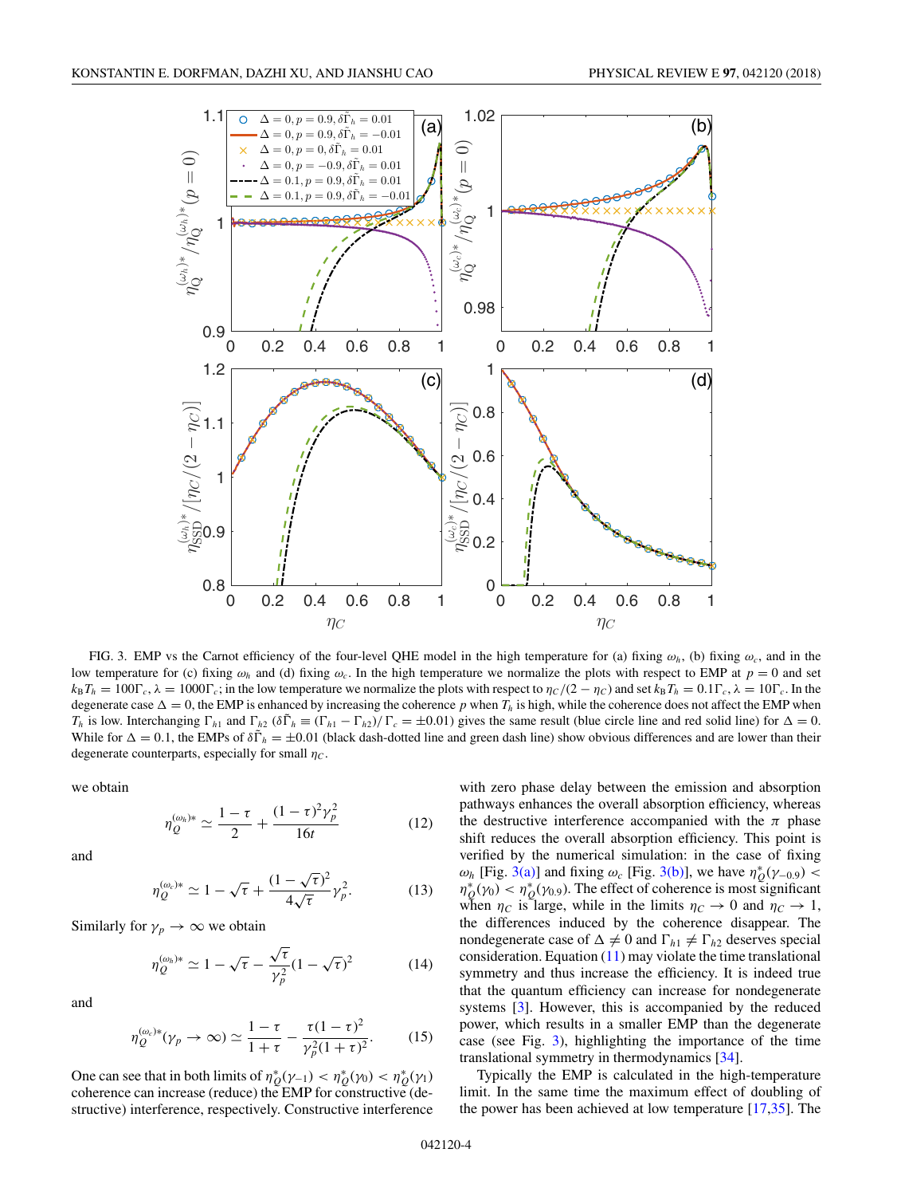FIG. 3. EMP vs the Carnot efficiency of the four-level QHE model in the high temperature for (a) fixing $\omega_h$, (b) fixing $\omega_c$, and in the low temperature for (c) fixing $\omega_h$ and (d) fixing $\omega_c$. In the high temperature we normalize the plots with respect to EMP at $p = 0$ and set $k_B T_h = 100\Gamma_c$, $\lambda = 1000\Gamma_c$; in the low temperature we normalize the plots with respect to $\eta_C/(2-\eta_C)$ and set $k_B T_h = 0.1\Gamma_c$, $\lambda = 10\Gamma_c$. In the degenerate case $\Delta = 0$, the EMP is enhanced by increasing the coherence $p$ when $T_h$ is high, while the coherence does not affect the EMP when $T_h$ is low. Interchanging $\Gamma_{h1}$ and $\Gamma_{h2}$ ($\delta\tilde{\Gamma}_h \equiv (\Gamma_{h1} - \Gamma_{h2})/\Gamma_c = \pm 0.01$) gives the same result (blue circle line and red solid line) for $\Delta = 0$. While for $\Delta = 0.1$, the EMPs of $\delta\tilde{\Gamma}_h = \pm 0.01$ (black dash-dotted line and green dash line) show obvious differences and are lower than their degenerate counterparts, especially for small $\eta_C$.

we obtain

$$\eta_Q^{(\omega_h)*} \simeq \frac{1-\tau}{2} + \frac{(1-\tau)^2\gamma_p^2}{16t} \tag{12}$$

and

$$\eta_Q^{(\omega_c)*} \simeq 1 - \sqrt{\tau} + \frac{(1-\sqrt{\tau})^2}{4\sqrt{\tau}}\gamma_p^2. \tag{13}$$

Similarly for $\gamma_p \to \infty$ we obtain

$$\eta_Q^{(\omega_h)*} \simeq 1 - \sqrt{\tau} - \frac{\sqrt{\tau}}{\gamma_p^2}(1-\sqrt{\tau})^2 \tag{14}$$

and

$$\eta_Q^{(\omega_c)*}(\gamma_p \to \infty) \simeq \frac{1-\tau}{1+\tau} - \frac{\tau(1-\tau)^2}{\gamma_p^2(1+\tau)^2}. \tag{15}$$

One can see that in both limits of $\eta_Q^*(\gamma_{-1}) < \eta_Q^*(\gamma_0) < \eta_Q^*(\gamma_1)$ coherence can increase (reduce) the EMP for constructive (destructive) interference, respectively. Constructive interference with zero phase delay between the emission and absorption pathways enhances the overall absorption efficiency, whereas the destructive interference accompanied with the $\pi$ phase shift reduces the overall absorption efficiency. This point is verified by the numerical simulation: in the case of fixing $\omega_h$ [Fig. 3(a)] and fixing $\omega_c$ [Fig. 3(b)], we have $\eta_Q^*(\gamma_{-0.9}) < \eta_Q^*(\gamma_0) < \eta_Q^*(\gamma_{0.9})$. The effect of coherence is most significant when $\eta_C$ is large, while in the limits $\eta_C \to 0$ and $\eta_C \to 1$, the differences induced by the coherence disappear. The nondegenerate case of $\Delta \neq 0$ and $\Gamma_{h1} \neq \Gamma_{h2}$ deserves special consideration. Equation (11) may violate the time translational symmetry and thus increase the efficiency. It is indeed true that the quantum efficiency can increase for nondegenerate systems [3]. However, this is accompanied by the reduced power, which results in a smaller EMP than the degenerate case (see Fig. 3), highlighting the importance of the time translational symmetry in thermodynamics [34].

Typically the EMP is calculated in the high-temperature limit. In the same time the maximum effect of doubling of the power has been achieved at low temperature [17,35]. The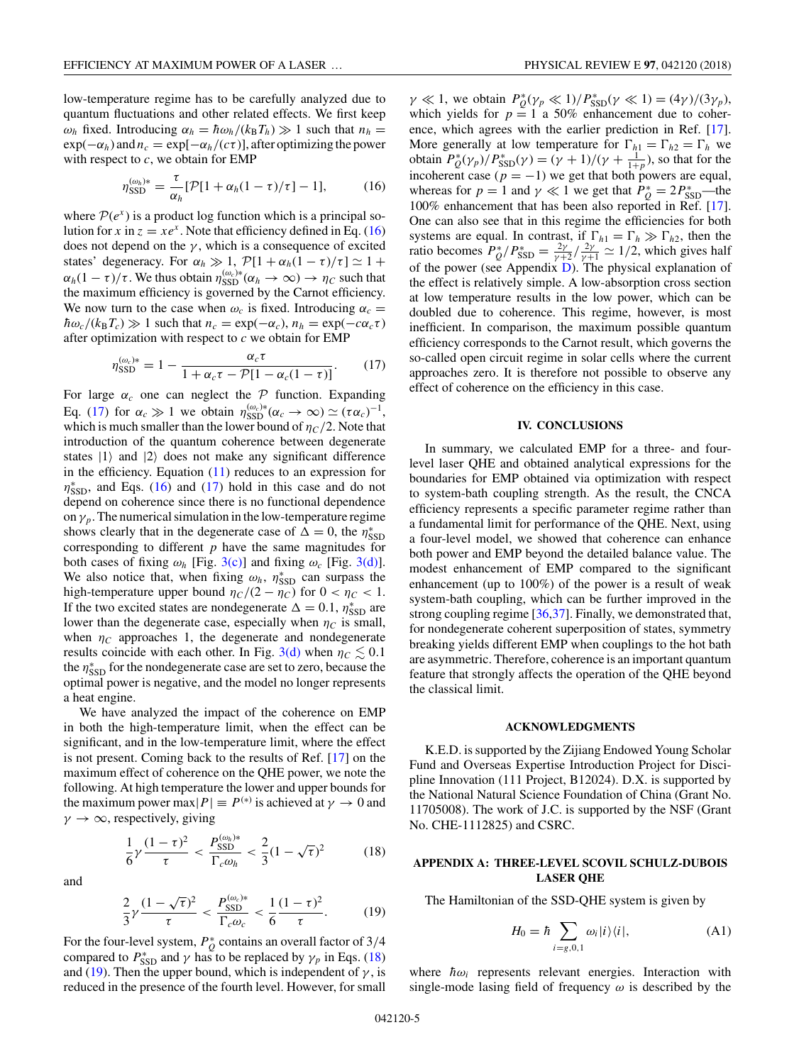low-temperature regime has to be carefully analyzed due to quantum fluctuations and other related effects. We first keep $\omega_h$ fixed. Introducing $\alpha_h = \hbar\omega_h/(k_B T_h) \gg 1$ such that $n_h = \exp(-\alpha_h)$ and $n_c = \exp[-\alpha_h/(c\tau)]$, after optimizing the power with respect to $c$, we obtain for EMP

$$\eta_{\rm SSD}^{(\omega_h)*} = \frac{\tau}{\alpha_h}[\mathcal{P}[1+\alpha_h(1-\tau)/\tau] - 1], \tag{16}$$

where $\mathcal{P}(e^x)$ is a product log function which is a principal solution for $x$ in $z = xe^x$. Note that efficiency defined in Eq. (16) does not depend on the $\gamma$, which is a consequence of excited states' degeneracy. For $\alpha_h \gg 1$, $\mathcal{P}[1+\alpha_h(1-\tau)/\tau] \simeq 1 + \alpha_h(1-\tau)/\tau$. We thus obtain $\eta_{\rm SSD}^{(\omega_c)*}(\alpha_h \to \infty) \to \eta_C$ such that the maximum efficiency is governed by the Carnot efficiency. We now turn to the case when $\omega_c$ is fixed. Introducing $\alpha_c = \hbar\omega_c/(k_B T_c) \gg 1$ such that $n_c = \exp(-\alpha_c)$, $n_h = \exp(-c\alpha_c\tau)$ after optimization with respect to $c$ we obtain for EMP

$$\eta_{\rm SSD}^{(\omega_c)*} = 1 - \frac{\alpha_c\tau}{1+\alpha_c\tau - \mathcal{P}[1-\alpha_c(1-\tau)]}. \tag{17}$$

For large $\alpha_c$ one can neglect the $\mathcal{P}$ function. Expanding Eq. (17) for $\alpha_c \gg 1$ we obtain $\eta_{\rm SSD}^{(\omega_c)*}(\alpha_c \to \infty) \simeq (\tau\alpha_c)^{-1}$, which is much smaller than the lower bound of $\eta_C/2$. Note that introduction of the quantum coherence between degenerate states $|1\rangle$ and $|2\rangle$ does not make any significant difference in the efficiency. Equation (11) reduces to an expression for $\eta_{\rm SSD}^*$, and Eqs. (16) and (17) hold in this case and do not depend on coherence since there is no functional dependence on $\gamma_p$. The numerical simulation in the low-temperature regime shows clearly that in the degenerate case of $\Delta = 0$, the $\eta_{\rm SSD}^*$ corresponding to different $p$ have the same magnitudes for both cases of fixing $\omega_h$ [Fig. 3(c)] and fixing $\omega_c$ [Fig. 3(d)]. We also notice that, when fixing $\omega_h$, $\eta_{\rm SSD}^*$ can surpass the high-temperature upper bound $\eta_C/(2-\eta_C)$ for $0 < \eta_C < 1$. If the two excited states are nondegenerate $\Delta = 0.1$, $\eta_{\rm SSD}^*$ are lower than the degenerate case, especially when $\eta_C$ is small, when $\eta_C$ approaches 1, the degenerate and nondegenerate results coincide with each other. In Fig. 3(d) when $\eta_C \lesssim 0.1$ the $\eta_{\rm SSD}^*$ for the nondegenerate case are set to zero, because the optimal power is negative, and the model no longer represents a heat engine.

We have analyzed the impact of the coherence on EMP in both the high-temperature limit, when the effect can be significant, and in the low-temperature limit, where the effect is not present. Coming back to the results of Ref. [17] on the maximum effect of coherence on the QHE power, we note the following. At high temperature the lower and upper bounds for the maximum power $\max|P| \equiv P^{(*)}$ is achieved at $\gamma \to 0$ and $\gamma \to \infty$, respectively, giving

$$\frac{1}{6}\gamma\frac{(1-\tau)^2}{\tau} < \frac{P_{\rm SSD}^{(\omega_h)*}}{\Gamma_c\omega_h} < \frac{2}{3}(1-\sqrt{\tau})^2 \tag{18}$$

and

$$\frac{2}{3}\gamma\frac{(1-\sqrt{\tau})^2}{\tau} < \frac{P_{\rm SSD}^{(\omega_c)*}}{\Gamma_c\omega_c} < \frac{1}{6}\frac{(1-\tau)^2}{\tau}. \tag{19}$$

For the four-level system, $P_Q^*$ contains an overall factor of 3/4 compared to $P_{\rm SSD}^*$ and $\gamma$ has to be replaced by $\gamma_p$ in Eqs. (18) and (19). Then the upper bound, which is independent of $\gamma$, is reduced in the presence of the fourth level. However, for small $\gamma \ll 1$, we obtain $P_Q^*(\gamma_p \ll 1)/P_{\rm SSD}^*(\gamma \ll 1) = (4\gamma)/(3\gamma_p)$, which yields for $p = 1$ a 50% enhancement due to coherence, which agrees with the earlier prediction in Ref. [17]. More generally at low temperature for $\Gamma_{h1} = \Gamma_{h2} = \Gamma_h$ we obtain $P_Q^*(\gamma_p)/P_{\rm SSD}^*(\gamma) = (\gamma+1)/(\gamma+\frac{1}{1+p})$, so that for the incoherent case ($p = -1$) we get that both powers are equal, whereas for $p = 1$ and $\gamma \ll 1$ we get that $P_Q^* = 2P_{\rm SSD}^*$—the 100% enhancement that has been also reported in Ref. [17]. One can also see that in this regime the efficiencies for both systems are equal. In contrast, if $\Gamma_{h1} = \Gamma_h \gg \Gamma_{h2}$, then the ratio becomes $P_Q^*/P_{\rm SSD}^* = \frac{2\gamma}{\gamma+2}/\frac{2\gamma}{\gamma+1} \simeq 1/2$, which gives half of the power (see Appendix D). The physical explanation of the effect is relatively simple. A low-absorption cross section at low temperature results in the low power, which can be doubled due to coherence. This regime, however, is most inefficient. In comparison, the maximum possible quantum efficiency corresponds to the Carnot result, which governs the so-called open circuit regime in solar cells where the current approaches zero. It is therefore not possible to observe any effect of coherence on the efficiency in this case.

## IV. CONCLUSIONS

In summary, we calculated EMP for a three- and four-level laser QHE and obtained analytical expressions for the boundaries for EMP obtained via optimization with respect to system-bath coupling strength. As the result, the CNCA efficiency represents a specific parameter regime rather than a fundamental limit for performance of the QHE. Next, using a four-level model, we showed that coherence can enhance both power and EMP beyond the detailed balance value. The modest enhancement of EMP compared to the significant enhancement (up to 100%) of the power is a result of weak system-bath coupling, which can be further improved in the strong coupling regime [36,37]. Finally, we demonstrated that, for nondegenerate coherent superposition of states, symmetry breaking yields different EMP when couplings to the hot bath are asymmetric. Therefore, coherence is an important quantum feature that strongly affects the operation of the QHE beyond the classical limit.

## ACKNOWLEDGMENTS

K.E.D. is supported by the Zijiang Endowed Young Scholar Fund and Overseas Expertise Introduction Project for Discipline Innovation (111 Project, B12024). D.X. is supported by the National Natural Science Foundation of China (Grant No. 11705008). The work of J.C. is supported by the NSF (Grant No. CHE-1112825) and CSRC.

## APPENDIX A: THREE-LEVEL SCOVIL SCHULZ-DUBOIS LASER QHE

The Hamiltonian of the SSD-QHE system is given by

$$H_0 = \hbar\sum_{i=g,0,1}\omega_i|i\rangle\langle i|, \tag{A1}$$

where $\hbar\omega_i$ represents relevant energies. Interaction with single-mode lasing field of frequency $\omega$ is described by the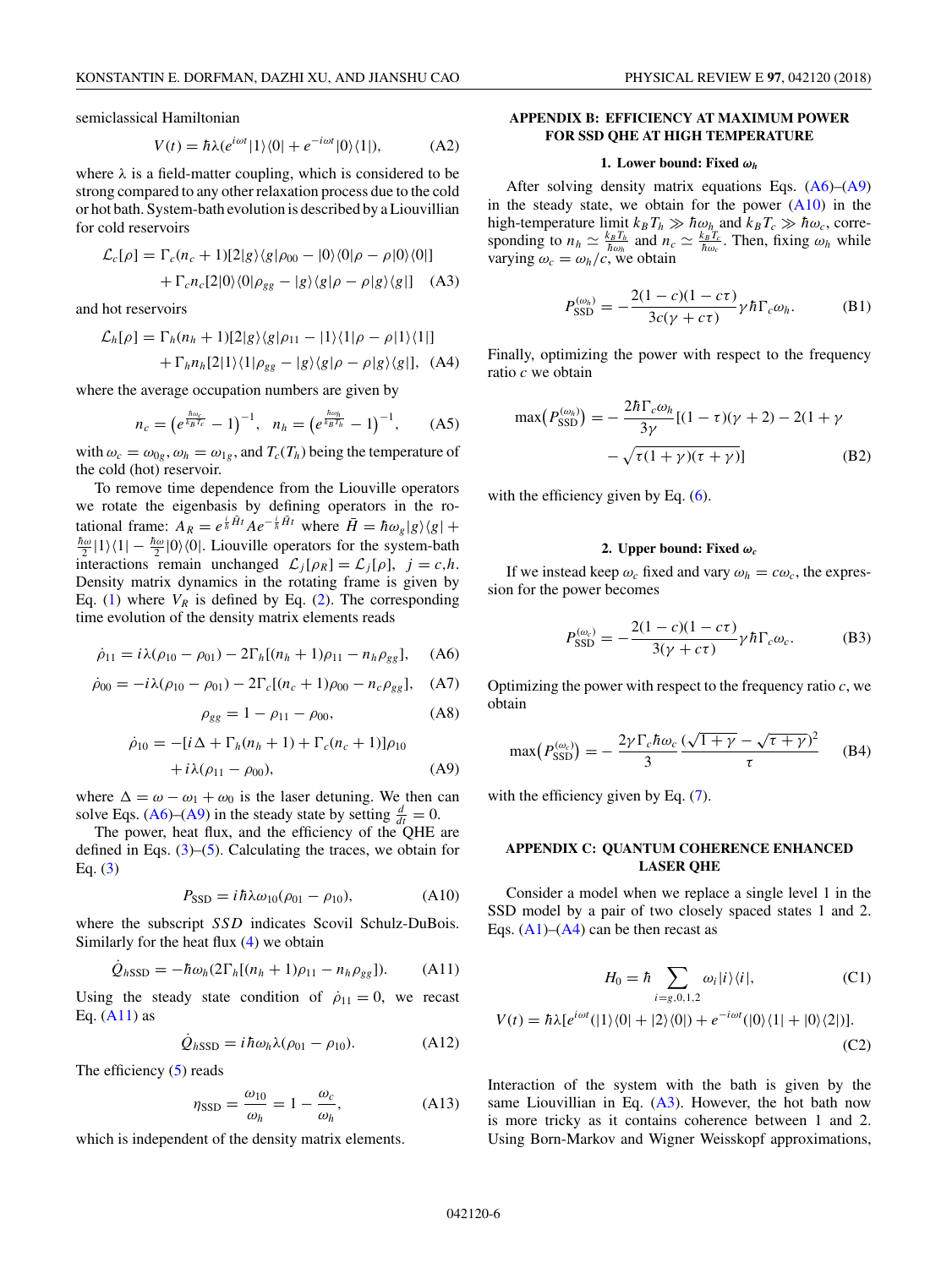semiclassical Hamiltonian

$$V(t) = \hbar\lambda(e^{i\omega t}|1\rangle\langle 0| + e^{-i\omega t}|0\rangle\langle 1|), \tag{A2}$$

where $\lambda$ is a field-matter coupling, which is considered to be strong compared to any other relaxation process due to the cold or hot bath. System-bath evolution is described by a Liouvillian for cold reservoirs

$$\begin{aligned}\mathcal{L}_c[\rho] = {}& \Gamma_c(n_c+1)[2|g\rangle\langle g|\rho_{00} - |0\rangle\langle 0|\rho - \rho|0\rangle\langle 0|] \\ &+ \Gamma_c n_c[2|0\rangle\langle 0|\rho_{gg} - |g\rangle\langle g|\rho - \rho|g\rangle\langle g|]\end{aligned} \tag{A3}$$

and hot reservoirs

$$\begin{aligned}\mathcal{L}_h[\rho] = {}& \Gamma_h(n_h+1)[2|g\rangle\langle g|\rho_{11} - |1\rangle\langle 1|\rho - \rho|1\rangle\langle 1|] \\ &+ \Gamma_h n_h[2|1\rangle\langle 1|\rho_{gg} - |g\rangle\langle g|\rho - \rho|g\rangle\langle g|],\end{aligned} \tag{A4}$$

where the average occupation numbers are given by

$$n_c = \left(e^{\frac{\hbar\omega_c}{k_B T_c}} - 1\right)^{-1}, \quad n_h = \left(e^{\frac{\hbar\omega_h}{k_B T_h}} - 1\right)^{-1}, \tag{A5}$$

with $\omega_c = \omega_{0g}, \omega_h = \omega_{1g}$, and $T_c(T_h)$ being the temperature of the cold (hot) reservoir.

To remove time dependence from the Liouville operators we rotate the eigenbasis by defining operators in the rotational frame: $A_R = e^{\frac{i}{\hbar}\bar{H}t} A e^{-\frac{i}{\hbar}\bar{H}t}$ where $\bar{H} = \hbar\omega_g|g\rangle\langle g| + \frac{\hbar\omega}{2}|1\rangle\langle 1| - \frac{\hbar\omega}{2}|0\rangle\langle 0|$. Liouville operators for the system-bath interactions remain unchanged $\mathcal{L}_j[\rho_R] = \mathcal{L}_j[\rho]$, $j = c,h$. Density matrix dynamics in the rotating frame is given by Eq. (1) where $V_R$ is defined by Eq. (2). The corresponding time evolution of the density matrix elements reads

$$\dot{\rho}_{11} = i\lambda(\rho_{10} - \rho_{01}) - 2\Gamma_h[(n_h+1)\rho_{11} - n_h\rho_{gg}], \tag{A6}$$

$$\dot{\rho}_{00} = -i\lambda(\rho_{10} - \rho_{01}) - 2\Gamma_c[(n_c+1)\rho_{00} - n_c\rho_{gg}], \tag{A7}$$

$$\rho_{gg} = 1 - \rho_{11} - \rho_{00}, \tag{A8}$$

$$\begin{aligned}\dot{\rho}_{10} = {}& -[i\Delta + \Gamma_h(n_h+1) + \Gamma_c(n_c+1)]\rho_{10} \\ &+ i\lambda(\rho_{11} - \rho_{00}),\end{aligned} \tag{A9}$$

where $\Delta = \omega - \omega_1 + \omega_0$ is the laser detuning. We then can solve Eqs. (A6)–(A9) in the steady state by setting $\frac{d}{dt} = 0$.

The power, heat flux, and the efficiency of the QHE are defined in Eqs. (3)–(5). Calculating the traces, we obtain for Eq. (3)

$$P_{\rm SSD} = i\hbar\lambda\omega_{10}(\rho_{01} - \rho_{10}), \tag{A10}$$

where the subscript *SSD* indicates Scovil Schulz-DuBois. Similarly for the heat flux (4) we obtain

$$\dot{Q}_{h\rm SSD} = -\hbar\omega_h(2\Gamma_h[(n_h+1)\rho_{11} - n_h\rho_{gg}]). \tag{A11}$$

Using the steady state condition of $\dot{\rho}_{11} = 0$, we recast Eq. (A11) as

$$\dot{Q}_{h\rm SSD} = i\hbar\omega_h\lambda(\rho_{01} - \rho_{10}). \tag{A12}$$

The efficiency (5) reads

$$\eta_{\rm SSD} = \frac{\omega_{10}}{\omega_h} = 1 - \frac{\omega_c}{\omega_h}, \tag{A13}$$

which is independent of the density matrix elements.

## APPENDIX B: EFFICIENCY AT MAXIMUM POWER FOR SSD QHE AT HIGH TEMPERATURE

### 1. Lower bound: Fixed $\omega_h$

After solving density matrix equations Eqs. (A6)–(A9) in the steady state, we obtain for the power (A10) in the high-temperature limit $k_B T_h \gg \hbar\omega_h$ and $k_B T_c \gg \hbar\omega_c$, corresponding to $n_h \simeq \frac{k_B T_h}{\hbar\omega_h}$ and $n_c \simeq \frac{k_B T_c}{\hbar\omega_c}$. Then, fixing $\omega_h$ while varying $\omega_c = \omega_h/c$, we obtain

$$P_{\rm SSD}^{(\omega_h)} = -\frac{2(1-c)(1-c\tau)}{3c(\gamma + c\tau)}\gamma\hbar\Gamma_c\omega_h. \tag{B1}$$

Finally, optimizing the power with respect to the frequency ratio $c$ we obtain

$$\begin{aligned}\max\left(P_{\rm SSD}^{(\omega_h)}\right) = {}& -\frac{2\hbar\Gamma_c\omega_h}{3\gamma}[(1-\tau)(\gamma+2) - 2(1+\gamma \\ &- \sqrt{\tau(1+\gamma)(\tau+\gamma)}]\end{aligned} \tag{B2}$$

with the efficiency given by Eq. (6).

### 2. Upper bound: Fixed $\omega_c$

If we instead keep $\omega_c$ fixed and vary $\omega_h = c\omega_c$, the expression for the power becomes

$$P_{\rm SSD}^{(\omega_c)} = -\frac{2(1-c)(1-c\tau)}{3(\gamma + c\tau)}\gamma\hbar\Gamma_c\omega_c. \tag{B3}$$

Optimizing the power with respect to the frequency ratio $c$, we obtain

$$\max\left(P_{\rm SSD}^{(\omega_c)}\right) = -\frac{2\gamma\Gamma_c\hbar\omega_c}{3}\frac{(\sqrt{1+\gamma} - \sqrt{\tau+\gamma})^2}{\tau} \tag{B4}$$

with the efficiency given by Eq. (7).

## APPENDIX C: QUANTUM COHERENCE ENHANCED LASER QHE

Consider a model when we replace a single level 1 in the SSD model by a pair of two closely spaced states 1 and 2. Eqs. (A1)–(A4) can be then recast as

$$H_0 = \hbar\sum_{i=g,0,1,2}\omega_i|i\rangle\langle i|, \tag{C1}$$

$$V(t) = \hbar\lambda[e^{i\omega t}(|1\rangle\langle 0| + |2\rangle\langle 0|) + e^{-i\omega t}(|0\rangle\langle 1| + |0\rangle\langle 2|)]. \tag{C2}$$

Interaction of the system with the bath is given by the same Liouvillian in Eq. (A3). However, the hot bath now is more tricky as it contains coherence between 1 and 2. Using Born-Markov and Wigner Weisskopf approximations,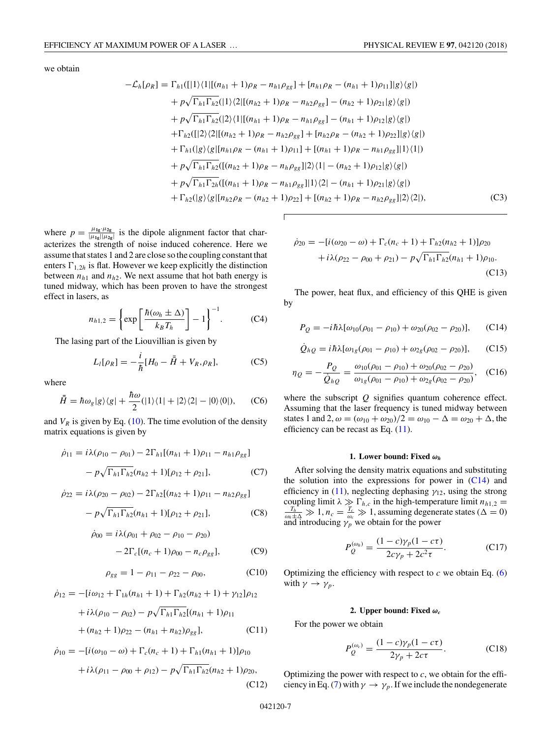we obtain

$$
\begin{aligned}
-\mathcal{L}_h[\rho_R] = {} & \Gamma_{h1}([|1\rangle\langle 1|[(n_{h1}+1)\rho_R - n_{h1}\rho_{gg}] + [n_{h1}\rho_R - (n_{h1}+1)\rho_{11}]|g\rangle\langle g|) \\
& + p\sqrt{\Gamma_{h1}\Gamma_{h2}}(|1\rangle\langle 2|[(n_{h2}+1)\rho_R - n_{h2}\rho_{gg}] - (n_{h2}+1)\rho_{21}|g\rangle\langle g|) \\
& + p\sqrt{\Gamma_{h1}\Gamma_{h2}}(|2\rangle\langle 1|[(n_{h1}+1)\rho_R - n_{h1}\rho_{gg}] - (n_{h1}+1)\rho_{12}|g\rangle\langle g|) \\
& + \Gamma_{h2}([|2\rangle\langle 2|[(n_{h2}+1)\rho_R - n_{h2}\rho_{gg}] + [n_{h2}\rho_R - (n_{h2}+1)\rho_{22}]|g\rangle\langle g|) \\
& + \Gamma_{h1}(|g\rangle\langle g|[n_{h1}\rho_R - (n_{h1}+1)\rho_{11}] + [(n_{h1}+1)\rho_R - n_{h1}\rho_{gg}]|1\rangle\langle 1|) \\
& + p\sqrt{\Gamma_{h1}\Gamma_{h2}}([(n_{h2}+1)\rho_R - n_h\rho_{gg}]|2\rangle\langle 1| - (n_{h2}+1)\rho_{12}|g\rangle\langle g|) \\
& + p\sqrt{\Gamma_{h1}\Gamma_{2h}}([(n_{h1}+1)\rho_R - n_{h1}\rho_{gg}]|1\rangle\langle 2| - (n_{h1}+1)\rho_{21}|g\rangle\langle g|) \\
& + \Gamma_{h2}(|g\rangle\langle g|[n_{h2}\rho_R - (n_{h2}+1)\rho_{22}] + [(n_{h2}+1)\rho_R - n_{h2}\rho_{gg}]|2\rangle\langle 2|),
\end{aligned}
\tag{C3}
$$

where $p = \frac{\mu_{1g}\cdot\mu_{2g}}{|\mu_{1g}||\mu_{2g}|}$ is the dipole alignment factor that characterizes the strength of noise induced coherence. Here we assume that states 1 and 2 are close so the coupling constant that enters $\Gamma_{1,2h}$ is flat. However we keep explicitly the distinction between $n_{h1}$ and $n_{h2}$. We next assume that hot bath energy is tuned midway, which has been proven to have the strongest effect in lasers, as

$$
n_{h1,2} = \left\{\exp\left[\frac{\hbar(\omega_h \pm \Delta)}{k_B T_h}\right] - 1\right\}^{-1}. \tag{C4}
$$

The lasing part of the Liouvillian is given by

$$
L_l[\rho_R] = -\frac{i}{\hbar}[H_0 - \bar{\bar{H}} + V_R, \rho_R], \tag{C5}
$$

where

$$
\bar{\bar{H}} = \hbar\omega_g|g\rangle\langle g| + \frac{\hbar\omega}{2}(|1\rangle\langle 1| + |2\rangle\langle 2| - |0\rangle\langle 0|), \tag{C6}
$$

and $V_R$ is given by Eq. (10). The time evolution of the density matrix equations is given by

$$
\dot{\rho}_{11} = i\lambda(\rho_{10} - \rho_{01}) - 2\Gamma_{h1}[(n_{h1}+1)\rho_{11} - n_{h1}\rho_{gg}] - p\sqrt{\Gamma_{h1}\Gamma_{h2}}(n_{h2}+1)[\rho_{12} + \rho_{21}], \tag{C7}
$$

$$
\dot{\rho}_{22} = i\lambda(\rho_{20} - \rho_{02}) - 2\Gamma_{h2}[(n_{h2}+1)\rho_{11} - n_{h2}\rho_{gg}] - p\sqrt{\Gamma_{h1}\Gamma_{h2}}(n_{h1}+1)[\rho_{12} + \rho_{21}], \tag{C8}
$$

$$
\dot{\rho}_{00} = i\lambda(\rho_{01} + \rho_{02} - \rho_{10} - \rho_{20}) - 2\Gamma_c[(n_c+1)\rho_{00} - n_c\rho_{gg}], \tag{C9}
$$

$$
\rho_{gg} = 1 - \rho_{11} - \rho_{22} - \rho_{00}, \tag{C10}
$$

$$
\begin{aligned}
\dot{\rho}_{12} = {} & -[i\omega_{12} + \Gamma_{1h}(n_{h1}+1) + \Gamma_{h2}(n_{h2}+1) + \gamma_{12}]\rho_{12} \\
& + i\lambda(\rho_{10} - \rho_{02}) - p\sqrt{\Gamma_{h1}\Gamma_{h2}}[(n_{h1}+1)\rho_{11} \\
& + (n_{h2}+1)\rho_{22} - (n_{h1}+n_{h2})\rho_{gg}],
\end{aligned}
\tag{C11}
$$

$$
\begin{aligned}
\dot{\rho}_{10} = {} & -[i(\omega_{10} - \omega) + \Gamma_c(n_c+1) + \Gamma_{h1}(n_{h1}+1)]\rho_{10} \\
& + i\lambda(\rho_{11} - \rho_{00} + \rho_{12}) - p\sqrt{\Gamma_{h1}\Gamma_{h2}}(n_{h2}+1)\rho_{20},
\end{aligned}
\tag{C12}
$$

$$
\begin{aligned}
\dot{\rho}_{20} = {} & -[i(\omega_{20} - \omega) + \Gamma_c(n_c+1) + \Gamma_{h2}(n_{h2}+1)]\rho_{20} \\
& + i\lambda(\rho_{22} - \rho_{00} + \rho_{21}) - p\sqrt{\Gamma_{h1}\Gamma_{h2}}(n_{h1}+1)\rho_{10}.
\end{aligned}
\tag{C13}
$$

The power, heat flux, and efficiency of this QHE is given by

$$
P_Q = -i\hbar\lambda[\omega_{10}(\rho_{01} - \rho_{10}) + \omega_{20}(\rho_{02} - \rho_{20})], \tag{C14}
$$

$$
\dot{Q}_{hQ} = i\hbar\lambda[\omega_{1g}(\rho_{01} - \rho_{10}) + \omega_{2g}(\rho_{02} - \rho_{20})], \tag{C15}
$$

$$
\eta_Q = -\frac{P_Q}{\dot{Q}_{hQ}} = \frac{\omega_{10}(\rho_{01} - \rho_{10}) + \omega_{20}(\rho_{02} - \rho_{20})}{\omega_{1g}(\rho_{01} - \rho_{10}) + \omega_{2g}(\rho_{02} - \rho_{20})}, \tag{C16}
$$

where the subscript $Q$ signifies quantum coherence effect. Assuming that the laser frequency is tuned midway between states 1 and 2, $\omega = (\omega_{10} + \omega_{20})/2 = \omega_{10} - \Delta = \omega_{20} + \Delta$, the efficiency can be recast as Eq. (11).

#### 1. Lower bound: Fixed $\omega_h$

After solving the density matrix equations and substituting the solution into the expressions for power in (C14) and efficiency in (11), neglecting dephasing $\gamma_{12}$, using the strong coupling limit $\lambda \gg \Gamma_{h,c}$ in the high-temperature limit $n_{h1,2} = \frac{T_h}{\omega_h \pm \Delta} \gg 1$, $n_c = \frac{T_c}{\omega_c} \gg 1$, assuming degenerate states ($\Delta = 0$) and introducing $\gamma_p$ we obtain for the power

$$
P_Q^{(\omega_h)} = \frac{(1-c)\gamma_p(1-c\tau)}{2c\gamma_p + 2c^2\tau}. \tag{C17}
$$

Optimizing the efficiency with respect to $c$ we obtain Eq. (6) with $\gamma \to \gamma_p$.

#### 2. Upper bound: Fixed $\omega_c$

For the power we obtain

$$
P_Q^{(\omega_c)} = \frac{(1-c)\gamma_p(1-c\tau)}{2\gamma_p + 2c\tau}. \tag{C18}
$$

Optimizing the power with respect to $c$, we obtain for the efficiency in Eq. (7) with $\gamma \to \gamma_p$. If we include the nondegenerate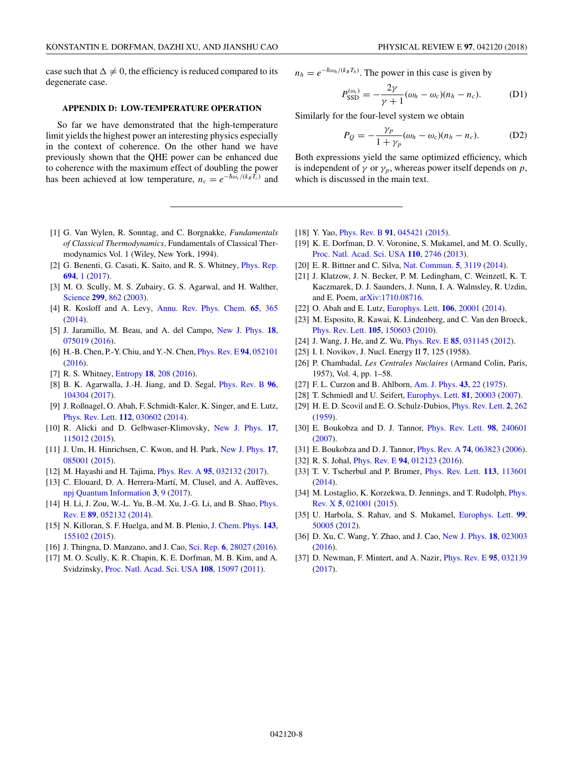case such that $\Delta \neq 0$, the efficiency is reduced compared to its degenerate case.

### APPENDIX D: LOW-TEMPERATURE OPERATION

So far we have demonstrated that the high-temperature limit yields the highest power an interesting physics especially in the context of coherence. On the other hand we have previously shown that the QHE power can be enhanced due to coherence with the maximum effect of doubling the power has been achieved at low temperature, $n_c = e^{-\hbar\omega_c/(k_B T_c)}$ and $n_h = e^{-\hbar\omega_h/(k_B T_h)}$. The power in this case is given by

$$P_{\text{SSD}}^{(\omega_c)} = -\frac{2\gamma}{\gamma+1}(\omega_h - \omega_c)(n_h - n_c). \tag{D1}$$

Similarly for the four-level system we obtain

$$P_Q = -\frac{\gamma_p}{1+\gamma_p}(\omega_h - \omega_c)(n_h - n_c). \tag{D2}$$

Both expressions yield the same optimized efficiency, which is independent of $\gamma$ or $\gamma_p$, whereas power itself depends on $p$, which is discussed in the main text.

---

[1] G. Van Wylen, R. Sonntag, and C. Borgnakke, *Fundamentals of Classical Thermodynamics*, Fundamentals of Classical Thermodynamics Vol. 1 (Wiley, New York, 1994).

[2] G. Benenti, G. Casati, K. Saito, and R. S. Whitney, Phys. Rep. **694**, 1 (2017).

[3] M. O. Scully, M. S. Zubairy, G. S. Agarwal, and H. Walther, Science **299**, 862 (2003).

[4] R. Kosloff and A. Levy, Annu. Rev. Phys. Chem. **65**, 365 (2014).

[5] J. Jaramillo, M. Beau, and A. del Campo, New J. Phys. **18**, 075019 (2016).

[6] H.-B. Chen, P.-Y. Chiu, and Y.-N. Chen, Phys. Rev. E **94**, 052101 (2016).

[7] R. S. Whitney, Entropy **18**, 208 (2016).

[8] B. K. Agarwalla, J.-H. Jiang, and D. Segal, Phys. Rev. B **96**, 104304 (2017).

[9] J. Roßnagel, O. Abah, F. Schmidt-Kaler, K. Singer, and E. Lutz, Phys. Rev. Lett. **112**, 030602 (2014).

[10] R. Alicki and D. Gelbwaser-Klimovsky, New J. Phys. **17**, 115012 (2015).

[11] J. Um, H. Hinrichsen, C. Kwon, and H. Park, New J. Phys. **17**, 085001 (2015).

[12] M. Hayashi and H. Tajima, Phys. Rev. A **95**, 032132 (2017).

[13] C. Elouard, D. A. Herrera-Martí, M. Clusel, and A. Auffèves, npj Quantum Information **3**, 9 (2017).

[14] H. Li, J. Zou, W.-L. Yu, B.-M. Xu, J.-G. Li, and B. Shao, Phys. Rev. E **89**, 052132 (2014).

[15] N. Killoran, S. F. Huelga, and M. B. Plenio, J. Chem. Phys. **143**, 155102 (2015).

[16] J. Thingna, D. Manzano, and J. Cao, Sci. Rep. **6**, 28027 (2016).

[17] M. O. Scully, K. R. Chapin, K. E. Dorfman, M. B. Kim, and A. Svidzinsky, Proc. Natl. Acad. Sci. USA **108**, 15097 (2011).

[18] Y. Yao, Phys. Rev. B **91**, 045421 (2015).

[19] K. E. Dorfman, D. V. Voronine, S. Mukamel, and M. O. Scully, Proc. Natl. Acad. Sci. USA **110**, 2746 (2013).

[20] E. R. Bittner and C. Silva, Nat. Commun. **5**, 3119 (2014).

[21] J. Klatzow, J. N. Becker, P. M. Ledingham, C. Weinzetl, K. T. Kaczmarek, D. J. Saunders, J. Nunn, I. A. Walmsley, R. Uzdin, and E. Poem, arXiv:1710.08716.

[22] O. Abah and E. Lutz, Europhys. Lett. **106**, 20001 (2014).

[23] M. Esposito, R. Kawai, K. Lindenberg, and C. Van den Broeck, Phys. Rev. Lett. **105**, 150603 (2010).

[24] J. Wang, J. He, and Z. Wu, Phys. Rev. E **85**, 031145 (2012).

[25] I. I. Novikov, J. Nucl. Energy II **7**, 125 (1958).

[26] P. Chambadal, *Les Centrales Nucleaires* (Armand Colin, Paris, 1957), Vol. 4, pp. 1–58.

[27] F. L. Curzon and B. Ahlborn, Am. J. Phys. **43**, 22 (1975).

[28] T. Schmiedl and U. Seifert, Europhys. Lett. **81**, 20003 (2007).

[29] H. E. D. Scovil and E. O. Schulz-Dubios, Phys. Rev. Lett. **2**, 262 (1959).

[30] E. Boukobza and D. J. Tannor, Phys. Rev. Lett. **98**, 240601 (2007).

[31] E. Boukobza and D. J. Tannor, Phys. Rev. A **74**, 063823 (2006).

[32] R. S. Johal, Phys. Rev. E **94**, 012123 (2016).

[33] T. V. Tscherbul and P. Brumer, Phys. Rev. Lett. **113**, 113601 (2014).

[34] M. Lostaglio, K. Korzekwa, D. Jennings, and T. Rudolph, Phys. Rev. X **5**, 021001 (2015).

[35] U. Harbola, S. Rahav, and S. Mukamel, Europhys. Lett. **99**, 50005 (2012).

[36] D. Xu, C. Wang, Y. Zhao, and J. Cao, New J. Phys. **18**, 023003 (2016).

[37] D. Newman, F. Mintert, and A. Nazir, Phys. Rev. E **95**, 032139 (2017).